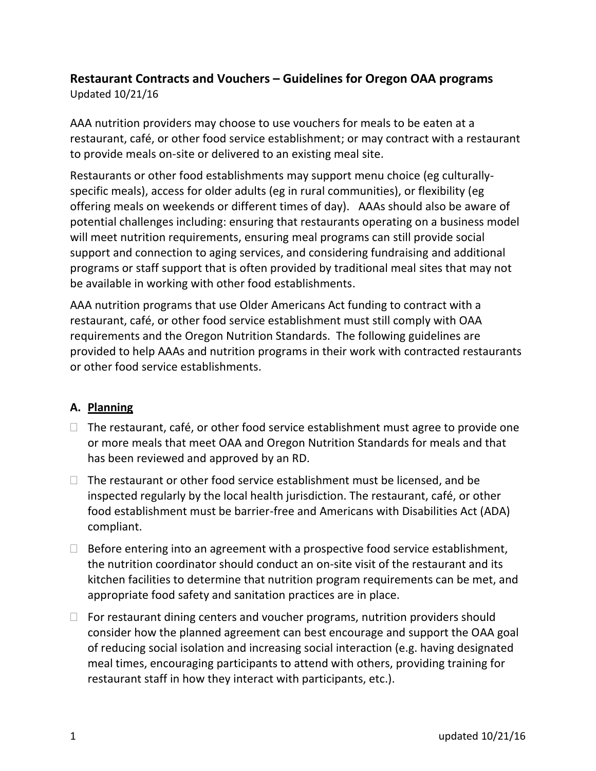# Restaurant Contracts and Vouchers – Guidelines for Oregon OAA programs

Updated 10/21/16

AAA nutrition providers may choose to use vouchers for meals to be eaten at a restaurant, café, or other food service establishment; or may contract with a restaurant to provide meals on-site or delivered to an existing meal site.

Restaurants or other food establishments may support menu choice (eg culturally-specific meals), access for older adults (eg in rural communities), or flexibility (eg offering meals on weekends or different times of day). AAAs should also be aware of potential challenges including: ensuring that restaurants operating on a business model will meet nutrition requirements, ensuring meal programs can still provide social support and connection to aging services, and considering fundraising and additional programs or staff support that is often provided by traditional meal sites that may not be available in working with other food establishments.

AAA nutrition programs that use Older Americans Act funding to contract with a restaurant, café, or other food service establishment must still comply with OAA requirements and the Oregon Nutrition Standards. The following guidelines are provided to help AAAs and nutrition programs in their work with contracted restaurants or other food service establishments.

## A. Planning

- The restaurant, café, or other food service establishment must agree to provide one or more meals that meet OAA and Oregon Nutrition Standards for meals and that has been reviewed and approved by an RD.
- The restaurant or other food service establishment must be licensed, and be inspected regularly by the local health jurisdiction. The restaurant, café, or other food establishment must be barrier-free and Americans with Disabilities Act (ADA) compliant.
- Before entering into an agreement with a prospective food service establishment, the nutrition coordinator should conduct an on-site visit of the restaurant and its kitchen facilities to determine that nutrition program requirements can be met, and appropriate food safety and sanitation practices are in place.
- For restaurant dining centers and voucher programs, nutrition providers should consider how the planned agreement can best encourage and support the OAA goal of reducing social isolation and increasing social interaction (e.g. having designated meal times, encouraging participants to attend with others, providing training for restaurant staff in how they interact with participants, etc.).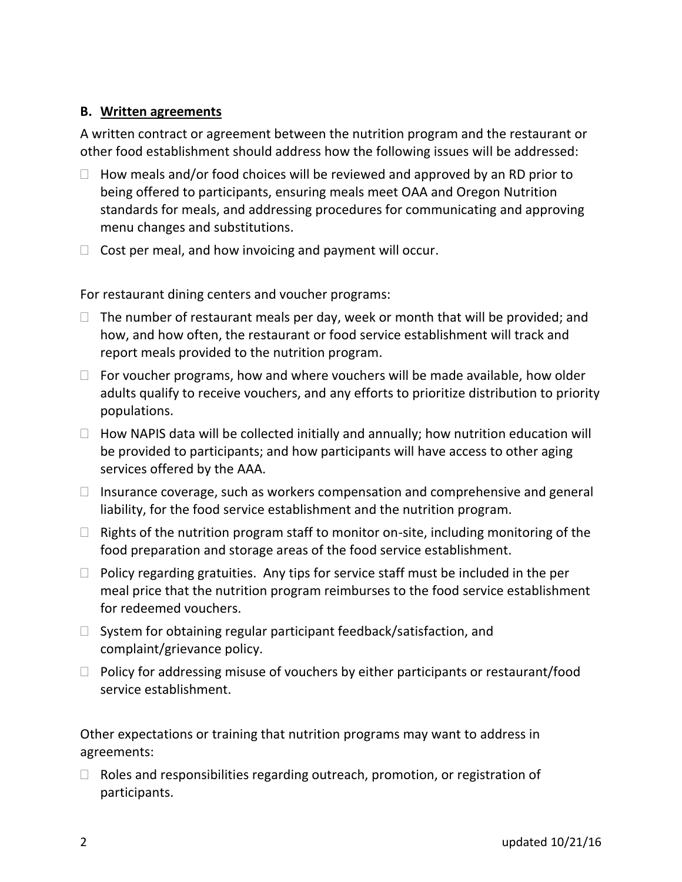### B. Written agreements

A written contract or agreement between the nutrition program and the restaurant or other food establishment should address how the following issues will be addressed:

- How meals and/or food choices will be reviewed and approved by an RD prior to being offered to participants, ensuring meals meet OAA and Oregon Nutrition standards for meals, and addressing procedures for communicating and approving menu changes and substitutions.
- Cost per meal, and how invoicing and payment will occur.

For restaurant dining centers and voucher programs:

- The number of restaurant meals per day, week or month that will be provided; and how, and how often, the restaurant or food service establishment will track and report meals provided to the nutrition program.
- For voucher programs, how and where vouchers will be made available, how older adults qualify to receive vouchers, and any efforts to prioritize distribution to priority populations.
- How NAPIS data will be collected initially and annually; how nutrition education will be provided to participants; and how participants will have access to other aging services offered by the AAA.
- Insurance coverage, such as workers compensation and comprehensive and general liability, for the food service establishment and the nutrition program.
- Rights of the nutrition program staff to monitor on-site, including monitoring of the food preparation and storage areas of the food service establishment.
- Policy regarding gratuities. Any tips for service staff must be included in the per meal price that the nutrition program reimburses to the food service establishment for redeemed vouchers.
- System for obtaining regular participant feedback/satisfaction, and complaint/grievance policy.
- Policy for addressing misuse of vouchers by either participants or restaurant/food service establishment.

Other expectations or training that nutrition programs may want to address in agreements:

- Roles and responsibilities regarding outreach, promotion, or registration of participants.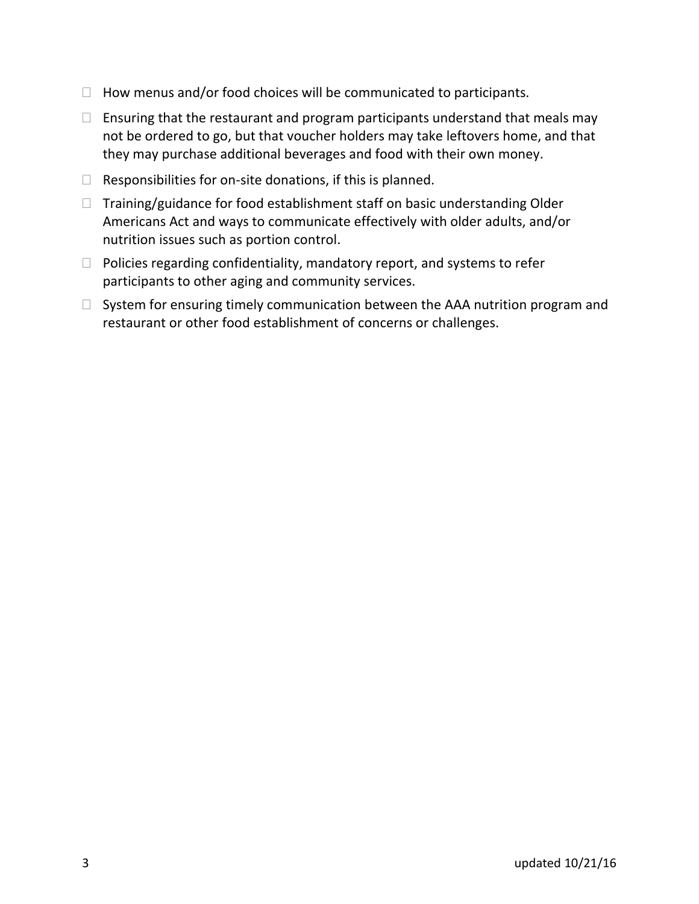- How menus and/or food choices will be communicated to participants.
- Ensuring that the restaurant and program participants understand that meals may not be ordered to go, but that voucher holders may take leftovers home, and that they may purchase additional beverages and food with their own money.
- Responsibilities for on-site donations, if this is planned.
- Training/guidance for food establishment staff on basic understanding Older Americans Act and ways to communicate effectively with older adults, and/or nutrition issues such as portion control.
- Policies regarding confidentiality, mandatory report, and systems to refer participants to other aging and community services.
- System for ensuring timely communication between the AAA nutrition program and restaurant or other food establishment of concerns or challenges.

updated 10/21/16